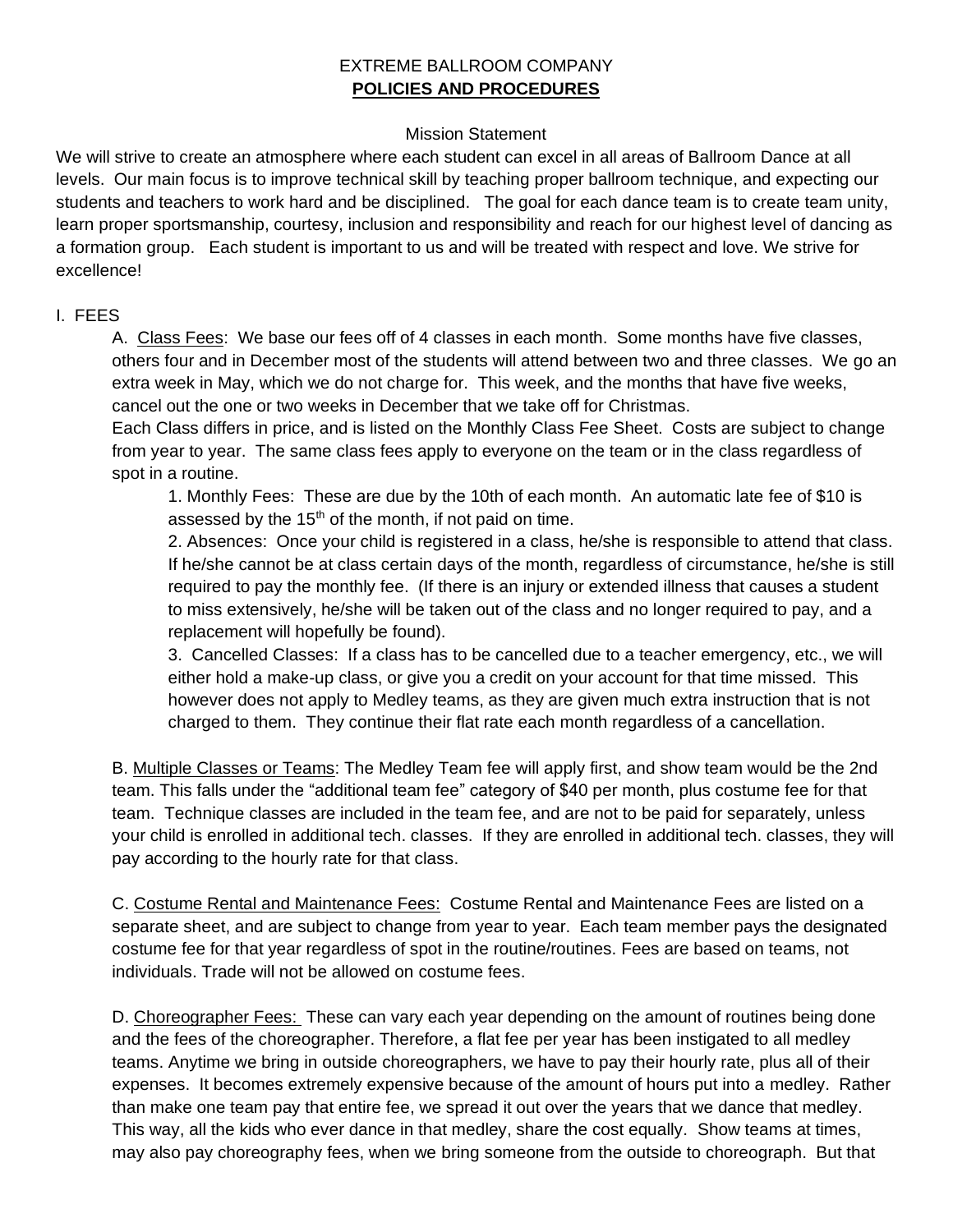# EXTREME BALLROOM COMPANY

## <u>POLICIES AND PROCEDURES</u>

### Mission Statement

We will strive to create an atmosphere where each student can excel in all areas of Ballroom Dance at all levels. Our main focus is to improve technical skill by teaching proper ballroom technique, and expecting our students and teachers to work hard and be disciplined. The goal for each dance team is to create team unity, learn proper sportsmanship, courtesy, inclusion and responsibility and reach for our highest level of dancing as a formation group. Each student is important to us and will be treated with respect and love. We strive for excellence!

## I. FEES

A. <u>Class Fees</u>: We base our fees off of 4 classes in each month. Some months have five classes, others four and in December most of the students will attend between two and three classes. We go an extra week in May, which we do not charge for. This week, and the months that have five weeks, cancel out the one or two weeks in December that we take off for Christmas.

Each Class differs in price, and is listed on the Monthly Class Fee Sheet. Costs are subject to change from year to year. The same class fees apply to everyone on the team or in the class regardless of spot in a routine.

1. Monthly Fees: These are due by the 10th of each month. An automatic late fee of $10 is assessed by the 15th of the month, if not paid on time.
2. Absences: Once your child is registered in a class, he/she is responsible to attend that class. If he/she cannot be at class certain days of the month, regardless of circumstance, he/she is still required to pay the monthly fee. (If there is an injury or extended illness that causes a student to miss extensively, he/she will be taken out of the class and no longer required to pay, and a replacement will hopefully be found).
3. Cancelled Classes: If a class has to be cancelled due to a teacher emergency, etc., we will either hold a make-up class, or give you a credit on your account for that time missed. This however does not apply to Medley teams, as they are given much extra instruction that is not charged to them. They continue their flat rate each month regardless of a cancellation.

B. <u>Multiple Classes or Teams</u>: The Medley Team fee will apply first, and show team would be the 2nd team. This falls under the “additional team fee” category of $40 per month, plus costume fee for that team. Technique classes are included in the team fee, and are not to be paid for separately, unless your child is enrolled in additional tech. classes. If they are enrolled in additional tech. classes, they will pay according to the hourly rate for that class.

C. <u>Costume Rental and Maintenance Fees:</u> Costume Rental and Maintenance Fees are listed on a separate sheet, and are subject to change from year to year. Each team member pays the designated costume fee for that year regardless of spot in the routine/routines. Fees are based on teams, not individuals. Trade will not be allowed on costume fees.

D. <u>Choreographer Fees:</u> These can vary each year depending on the amount of routines being done and the fees of the choreographer. Therefore, a flat fee per year has been instigated to all medley teams. Anytime we bring in outside choreographers, we have to pay their hourly rate, plus all of their expenses. It becomes extremely expensive because of the amount of hours put into a medley. Rather than make one team pay that entire fee, we spread it out over the years that we dance that medley. This way, all the kids who ever dance in that medley, share the cost equally. Show teams at times, may also pay choreography fees, when we bring someone from the outside to choreograph. But that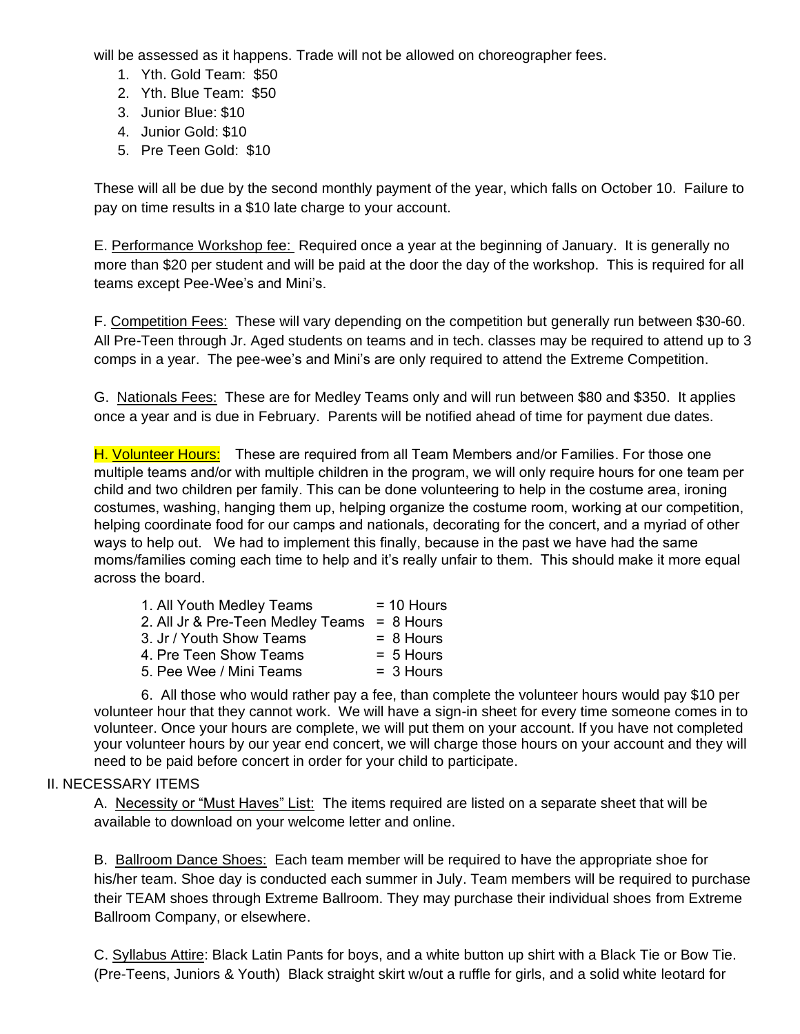will be assessed as it happens. Trade will not be allowed on choreographer fees.

1. Yth. Gold Team: $50
2. Yth. Blue Team: $50
3. Junior Blue: $10
4. Junior Gold: $10
5. Pre Teen Gold: $10

These will all be due by the second monthly payment of the year, which falls on October 10. Failure to pay on time results in a $10 late charge to your account.

E. Performance Workshop fee: Required once a year at the beginning of January. It is generally no more than $20 per student and will be paid at the door the day of the workshop. This is required for all teams except Pee-Wee's and Mini's.

F. Competition Fees: These will vary depending on the competition but generally run between $30-60. All Pre-Teen through Jr. Aged students on teams and in tech. classes may be required to attend up to 3 comps in a year. The pee-wee's and Mini's are only required to attend the Extreme Competition.

G. Nationals Fees: These are for Medley Teams only and will run between $80 and $350. It applies once a year and is due in February. Parents will be notified ahead of time for payment due dates.

H. Volunteer Hours: These are required from all Team Members and/or Families. For those one multiple teams and/or with multiple children in the program, we will only require hours for one team per child and two children per family. This can be done volunteering to help in the costume area, ironing costumes, washing, hanging them up, helping organize the costume room, working at our competition, helping coordinate food for our camps and nationals, decorating for the concert, and a myriad of other ways to help out. We had to implement this finally, because in the past we have had the same moms/families coming each time to help and it's really unfair to them. This should make it more equal across the board.

1. All Youth Medley Teams = 10 Hours
2. All Jr & Pre-Teen Medley Teams = 8 Hours
3. Jr / Youth Show Teams = 8 Hours
4. Pre Teen Show Teams = 5 Hours
5. Pee Wee / Mini Teams = 3 Hours
6. All those who would rather pay a fee, than complete the volunteer hours would pay $10 per volunteer hour that they cannot work. We will have a sign-in sheet for every time someone comes in to volunteer. Once your hours are complete, we will put them on your account. If you have not completed your volunteer hours by our year end concert, we will charge those hours on your account and they will need to be paid before concert in order for your child to participate.

II. NECESSARY ITEMS

A. Necessity or "Must Haves" List: The items required are listed on a separate sheet that will be available to download on your welcome letter and online.

B. Ballroom Dance Shoes: Each team member will be required to have the appropriate shoe for his/her team. Shoe day is conducted each summer in July. Team members will be required to purchase their TEAM shoes through Extreme Ballroom. They may purchase their individual shoes from Extreme Ballroom Company, or elsewhere.

C. Syllabus Attire: Black Latin Pants for boys, and a white button up shirt with a Black Tie or Bow Tie. (Pre-Teens, Juniors & Youth) Black straight skirt w/out a ruffle for girls, and a solid white leotard for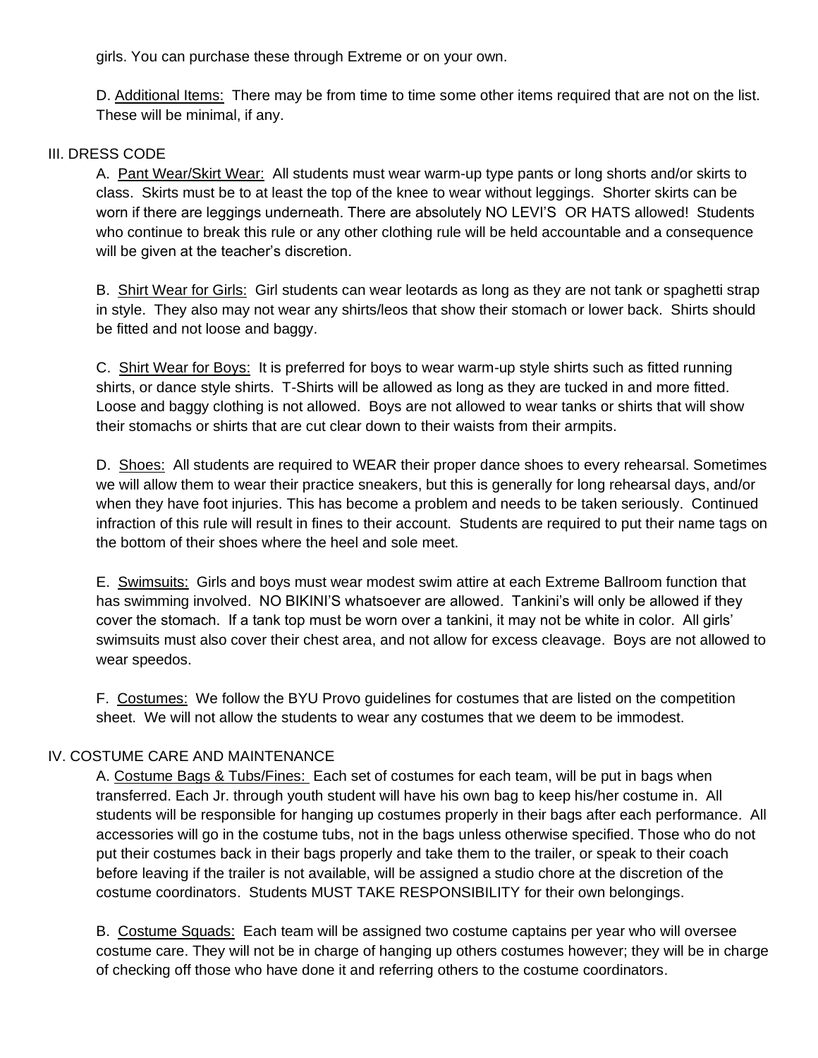girls. You can purchase these through Extreme or on your own.

D. <u>Additional Items:</u> There may be from time to time some other items required that are not on the list. These will be minimal, if any.

## III. DRESS CODE

A. <u>Pant Wear/Skirt Wear:</u> All students must wear warm-up type pants or long shorts and/or skirts to class. Skirts must be to at least the top of the knee to wear without leggings. Shorter skirts can be worn if there are leggings underneath. There are absolutely NO LEVI'S OR HATS allowed! Students who continue to break this rule or any other clothing rule will be held accountable and a consequence will be given at the teacher's discretion.

B. <u>Shirt Wear for Girls:</u> Girl students can wear leotards as long as they are not tank or spaghetti strap in style. They also may not wear any shirts/leos that show their stomach or lower back. Shirts should be fitted and not loose and baggy.

C. <u>Shirt Wear for Boys:</u> It is preferred for boys to wear warm-up style shirts such as fitted running shirts, or dance style shirts. T-Shirts will be allowed as long as they are tucked in and more fitted. Loose and baggy clothing is not allowed. Boys are not allowed to wear tanks or shirts that will show their stomachs or shirts that are cut clear down to their waists from their armpits.

D. <u>Shoes:</u> All students are required to WEAR their proper dance shoes to every rehearsal. Sometimes we will allow them to wear their practice sneakers, but this is generally for long rehearsal days, and/or when they have foot injuries. This has become a problem and needs to be taken seriously. Continued infraction of this rule will result in fines to their account. Students are required to put their name tags on the bottom of their shoes where the heel and sole meet.

E. <u>Swimsuits:</u> Girls and boys must wear modest swim attire at each Extreme Ballroom function that has swimming involved. NO BIKINI'S whatsoever are allowed. Tankini's will only be allowed if they cover the stomach. If a tank top must be worn over a tankini, it may not be white in color. All girls' swimsuits must also cover their chest area, and not allow for excess cleavage. Boys are not allowed to wear speedos.

F. <u>Costumes:</u> We follow the BYU Provo guidelines for costumes that are listed on the competition sheet. We will not allow the students to wear any costumes that we deem to be immodest.

## IV. COSTUME CARE AND MAINTENANCE

A. <u>Costume Bags & Tubs/Fines:</u> Each set of costumes for each team, will be put in bags when transferred. Each Jr. through youth student will have his own bag to keep his/her costume in. All students will be responsible for hanging up costumes properly in their bags after each performance. All accessories will go in the costume tubs, not in the bags unless otherwise specified. Those who do not put their costumes back in their bags properly and take them to the trailer, or speak to their coach before leaving if the trailer is not available, will be assigned a studio chore at the discretion of the costume coordinators. Students MUST TAKE RESPONSIBILITY for their own belongings.

B. <u>Costume Squads:</u> Each team will be assigned two costume captains per year who will oversee costume care. They will not be in charge of hanging up others costumes however; they will be in charge of checking off those who have done it and referring others to the costume coordinators.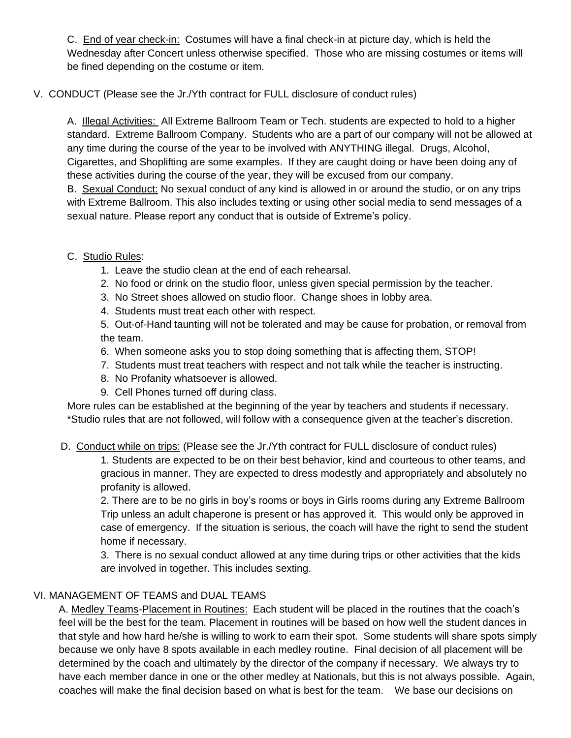C. End of year check-in: Costumes will have a final check-in at picture day, which is held the Wednesday after Concert unless otherwise specified. Those who are missing costumes or items will be fined depending on the costume or item.

## V. CONDUCT (Please see the Jr./Yth contract for FULL disclosure of conduct rules)

A. Illegal Activities: All Extreme Ballroom Team or Tech. students are expected to hold to a higher standard. Extreme Ballroom Company. Students who are a part of our company will not be allowed at any time during the course of the year to be involved with ANYTHING illegal. Drugs, Alcohol, Cigarettes, and Shoplifting are some examples. If they are caught doing or have been doing any of these activities during the course of the year, they will be excused from our company.

B. Sexual Conduct: No sexual conduct of any kind is allowed in or around the studio, or on any trips with Extreme Ballroom. This also includes texting or using other social media to send messages of a sexual nature. Please report any conduct that is outside of Extreme's policy.

C. Studio Rules:

1. Leave the studio clean at the end of each rehearsal.
2. No food or drink on the studio floor, unless given special permission by the teacher.
3. No Street shoes allowed on studio floor. Change shoes in lobby area.
4. Students must treat each other with respect.
5. Out-of-Hand taunting will not be tolerated and may be cause for probation, or removal from the team.
6. When someone asks you to stop doing something that is affecting them, STOP!
7. Students must treat teachers with respect and not talk while the teacher is instructing.
8. No Profanity whatsoever is allowed.
9. Cell Phones turned off during class.

More rules can be established at the beginning of the year by teachers and students if necessary.
*Studio rules that are not followed, will follow with a consequence given at the teacher's discretion.

D. Conduct while on trips: (Please see the Jr./Yth contract for FULL disclosure of conduct rules)

1. Students are expected to be on their best behavior, kind and courteous to other teams, and gracious in manner. They are expected to dress modestly and appropriately and absolutely no profanity is allowed.
2. There are to be no girls in boy's rooms or boys in Girls rooms during any Extreme Ballroom Trip unless an adult chaperone is present or has approved it. This would only be approved in case of emergency. If the situation is serious, the coach will have the right to send the student home if necessary.
3. There is no sexual conduct allowed at any time during trips or other activities that the kids are involved in together. This includes sexting.

## VI. MANAGEMENT OF TEAMS and DUAL TEAMS

A. Medley Teams-Placement in Routines: Each student will be placed in the routines that the coach's feel will be the best for the team. Placement in routines will be based on how well the student dances in that style and how hard he/she is willing to work to earn their spot. Some students will share spots simply because we only have 8 spots available in each medley routine. Final decision of all placement will be determined by the coach and ultimately by the director of the company if necessary. We always try to have each member dance in one or the other medley at Nationals, but this is not always possible. Again, coaches will make the final decision based on what is best for the team. We base our decisions on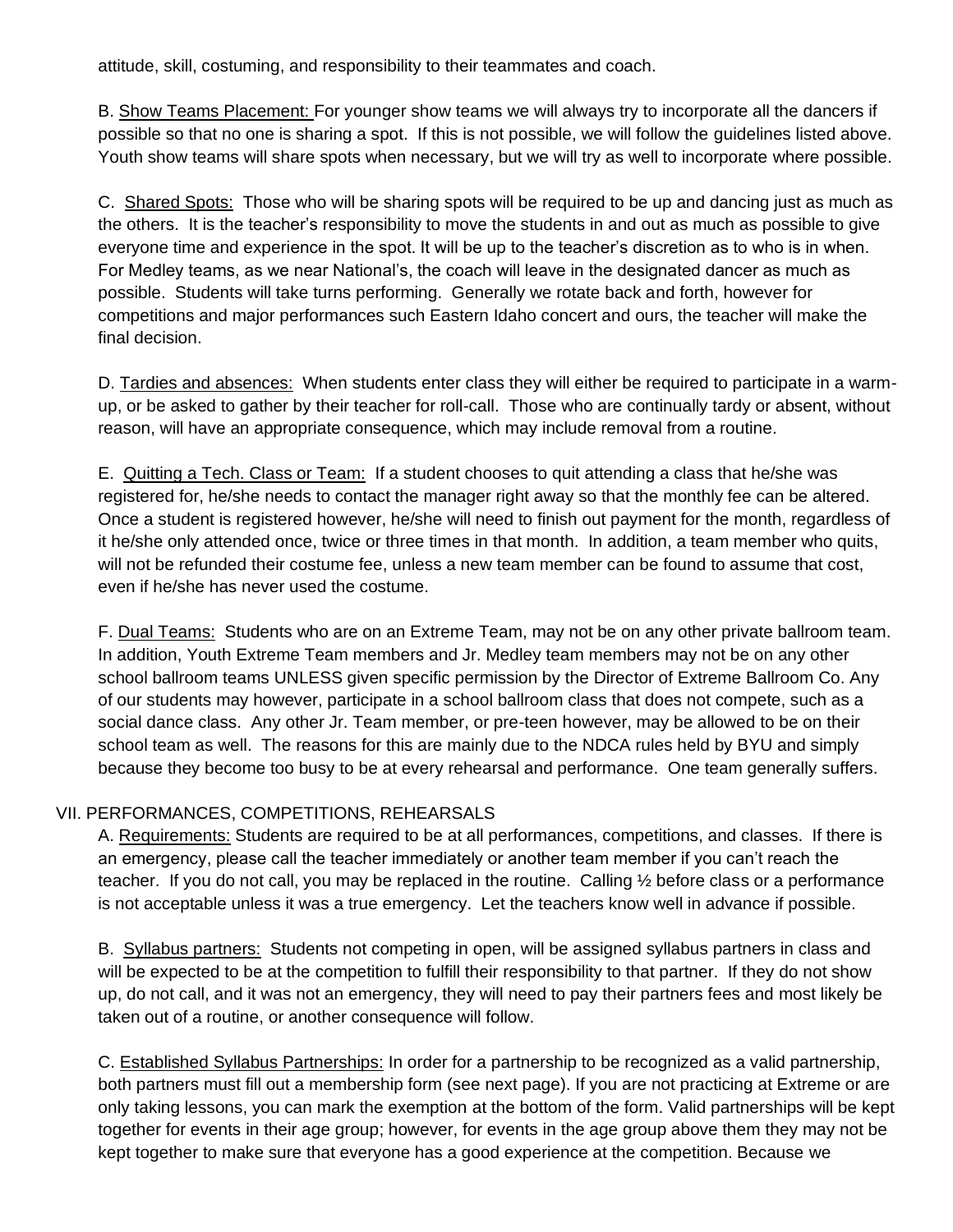attitude, skill, costuming, and responsibility to their teammates and coach.

B. <u>Show Teams Placement:</u> For younger show teams we will always try to incorporate all the dancers if possible so that no one is sharing a spot. If this is not possible, we will follow the guidelines listed above. Youth show teams will share spots when necessary, but we will try as well to incorporate where possible.

C. <u>Shared Spots:</u> Those who will be sharing spots will be required to be up and dancing just as much as the others. It is the teacher's responsibility to move the students in and out as much as possible to give everyone time and experience in the spot. It will be up to the teacher's discretion as to who is in when. For Medley teams, as we near National's, the coach will leave in the designated dancer as much as possible. Students will take turns performing. Generally we rotate back and forth, however for competitions and major performances such Eastern Idaho concert and ours, the teacher will make the final decision.

D. <u>Tardies and absences:</u> When students enter class they will either be required to participate in a warm-up, or be asked to gather by their teacher for roll-call. Those who are continually tardy or absent, without reason, will have an appropriate consequence, which may include removal from a routine.

E. <u>Quitting a Tech. Class or Team:</u> If a student chooses to quit attending a class that he/she was registered for, he/she needs to contact the manager right away so that the monthly fee can be altered. Once a student is registered however, he/she will need to finish out payment for the month, regardless of it he/she only attended once, twice or three times in that month. In addition, a team member who quits, will not be refunded their costume fee, unless a new team member can be found to assume that cost, even if he/she has never used the costume.

F. <u>Dual Teams:</u> Students who are on an Extreme Team, may not be on any other private ballroom team. In addition, Youth Extreme Team members and Jr. Medley team members may not be on any other school ballroom teams UNLESS given specific permission by the Director of Extreme Ballroom Co. Any of our students may however, participate in a school ballroom class that does not compete, such as a social dance class. Any other Jr. Team member, or pre-teen however, may be allowed to be on their school team as well. The reasons for this are mainly due to the NDCA rules held by BYU and simply because they become too busy to be at every rehearsal and performance. One team generally suffers.

## VII. PERFORMANCES, COMPETITIONS, REHEARSALS

A. <u>Requirements:</u> Students are required to be at all performances, competitions, and classes. If there is an emergency, please call the teacher immediately or another team member if you can't reach the teacher. If you do not call, you may be replaced in the routine. Calling ½ before class or a performance is not acceptable unless it was a true emergency. Let the teachers know well in advance if possible.

B. <u>Syllabus partners:</u> Students not competing in open, will be assigned syllabus partners in class and will be expected to be at the competition to fulfill their responsibility to that partner. If they do not show up, do not call, and it was not an emergency, they will need to pay their partners fees and most likely be taken out of a routine, or another consequence will follow.

C. <u>Established Syllabus Partnerships:</u> In order for a partnership to be recognized as a valid partnership, both partners must fill out a membership form (see next page). If you are not practicing at Extreme or are only taking lessons, you can mark the exemption at the bottom of the form. Valid partnerships will be kept together for events in their age group; however, for events in the age group above them they may not be kept together to make sure that everyone has a good experience at the competition. Because we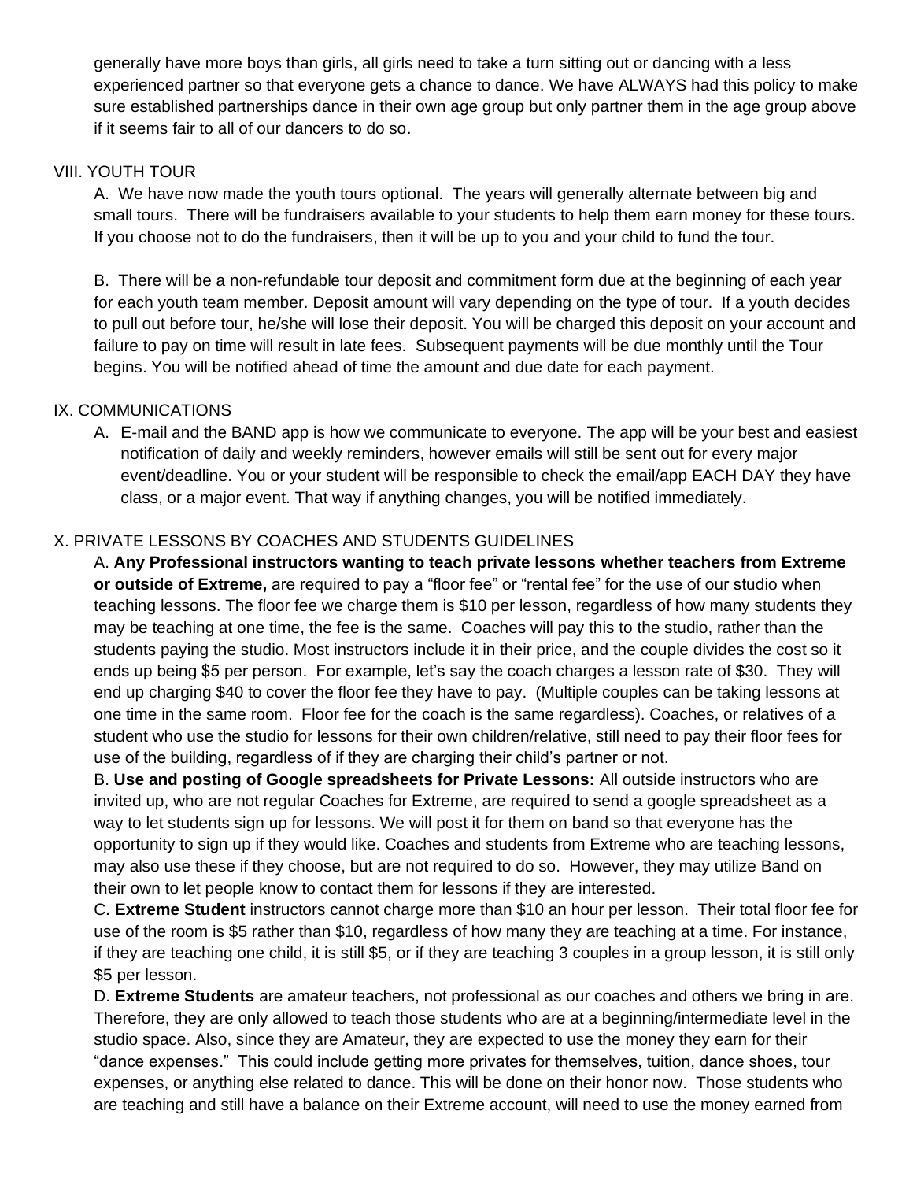generally have more boys than girls, all girls need to take a turn sitting out or dancing with a less experienced partner so that everyone gets a chance to dance. We have ALWAYS had this policy to make sure established partnerships dance in their own age group but only partner them in the age group above if it seems fair to all of our dancers to do so.

## VIII. YOUTH TOUR

A. We have now made the youth tours optional. The years will generally alternate between big and small tours. There will be fundraisers available to your students to help them earn money for these tours. If you choose not to do the fundraisers, then it will be up to you and your child to fund the tour.

B. There will be a non-refundable tour deposit and commitment form due at the beginning of each year for each youth team member. Deposit amount will vary depending on the type of tour. If a youth decides to pull out before tour, he/she will lose their deposit. You will be charged this deposit on your account and failure to pay on time will result in late fees. Subsequent payments will be due monthly until the Tour begins. You will be notified ahead of time the amount and due date for each payment.

## IX. COMMUNICATIONS

A. E-mail and the BAND app is how we communicate to everyone. The app will be your best and easiest notification of daily and weekly reminders, however emails will still be sent out for every major event/deadline. You or your student will be responsible to check the email/app EACH DAY they have class, or a major event. That way if anything changes, you will be notified immediately.

## X. PRIVATE LESSONS BY COACHES AND STUDENTS GUIDELINES

A. **Any Professional instructors wanting to teach private lessons whether teachers from Extreme or outside of Extreme,** are required to pay a "floor fee" or "rental fee" for the use of our studio when teaching lessons. The floor fee we charge them is $10 per lesson, regardless of how many students they may be teaching at one time, the fee is the same. Coaches will pay this to the studio, rather than the students paying the studio. Most instructors include it in their price, and the couple divides the cost so it ends up being $5 per person. For example, let's say the coach charges a lesson rate of $30. They will end up charging $40 to cover the floor fee they have to pay. (Multiple couples can be taking lessons at one time in the same room. Floor fee for the coach is the same regardless). Coaches, or relatives of a student who use the studio for lessons for their own children/relative, still need to pay their floor fees for use of the building, regardless of if they are charging their child's partner or not.

B. **Use and posting of Google spreadsheets for Private Lessons:** All outside instructors who are invited up, who are not regular Coaches for Extreme, are required to send a google spreadsheet as a way to let students sign up for lessons. We will post it for them on band so that everyone has the opportunity to sign up if they would like. Coaches and students from Extreme who are teaching lessons, may also use these if they choose, but are not required to do so. However, they may utilize Band on their own to let people know to contact them for lessons if they are interested.

C**. Extreme Student** instructors cannot charge more than $10 an hour per lesson. Their total floor fee for use of the room is $5 rather than $10, regardless of how many they are teaching at a time. For instance, if they are teaching one child, it is still $5, or if they are teaching 3 couples in a group lesson, it is still only $5 per lesson.

D. **Extreme Students** are amateur teachers, not professional as our coaches and others we bring in are. Therefore, they are only allowed to teach those students who are at a beginning/intermediate level in the studio space. Also, since they are Amateur, they are expected to use the money they earn for their "dance expenses." This could include getting more privates for themselves, tuition, dance shoes, tour expenses, or anything else related to dance. This will be done on their honor now. Those students who are teaching and still have a balance on their Extreme account, will need to use the money earned from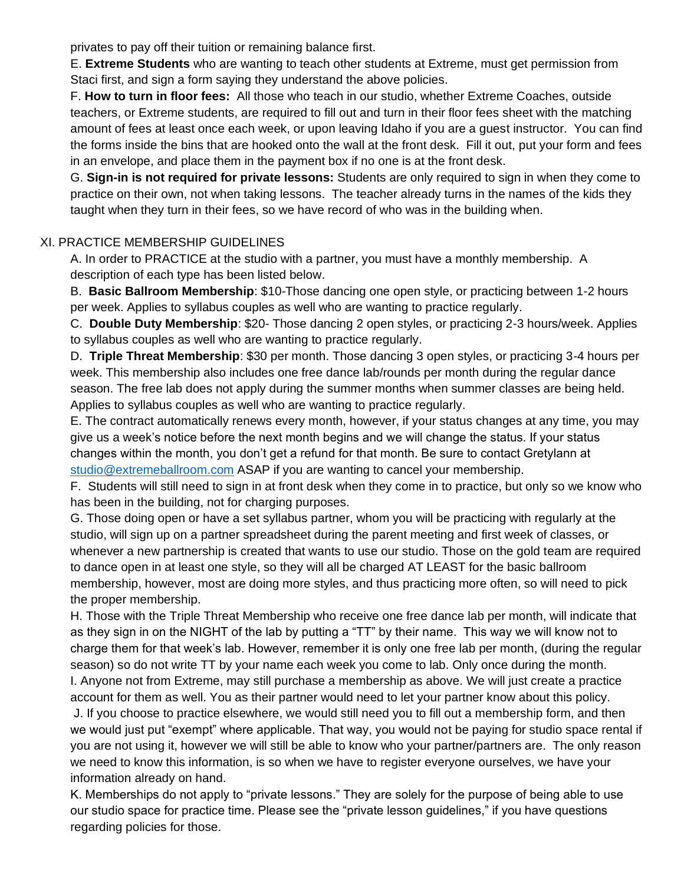privates to pay off their tuition or remaining balance first.

E. **Extreme Students** who are wanting to teach other students at Extreme, must get permission from Staci first, and sign a form saying they understand the above policies.

F. **How to turn in floor fees:** All those who teach in our studio, whether Extreme Coaches, outside teachers, or Extreme students, are required to fill out and turn in their floor fees sheet with the matching amount of fees at least once each week, or upon leaving Idaho if you are a guest instructor. You can find the forms inside the bins that are hooked onto the wall at the front desk. Fill it out, put your form and fees in an envelope, and place them in the payment box if no one is at the front desk.

G. **Sign-in is not required for private lessons:** Students are only required to sign in when they come to practice on their own, not when taking lessons. The teacher already turns in the names of the kids they taught when they turn in their fees, so we have record of who was in the building when.

## XI. PRACTICE MEMBERSHIP GUIDELINES

A. In order to PRACTICE at the studio with a partner, you must have a monthly membership. A description of each type has been listed below.

B. **Basic Ballroom Membership**: $10-Those dancing one open style, or practicing between 1-2 hours per week. Applies to syllabus couples as well who are wanting to practice regularly.

C. **Double Duty Membership**: $20- Those dancing 2 open styles, or practicing 2-3 hours/week. Applies to syllabus couples as well who are wanting to practice regularly.

D. **Triple Threat Membership**: $30 per month. Those dancing 3 open styles, or practicing 3-4 hours per week. This membership also includes one free dance lab/rounds per month during the regular dance season. The free lab does not apply during the summer months when summer classes are being held. Applies to syllabus couples as well who are wanting to practice regularly.

E. The contract automatically renews every month, however, if your status changes at any time, you may give us a week's notice before the next month begins and we will change the status. If your status changes within the month, you don't get a refund for that month. Be sure to contact Gretylann at studio@extremeballroom.com ASAP if you are wanting to cancel your membership.

F. Students will still need to sign in at front desk when they come in to practice, but only so we know who has been in the building, not for charging purposes.

G. Those doing open or have a set syllabus partner, whom you will be practicing with regularly at the studio, will sign up on a partner spreadsheet during the parent meeting and first week of classes, or whenever a new partnership is created that wants to use our studio. Those on the gold team are required to dance open in at least one style, so they will all be charged AT LEAST for the basic ballroom membership, however, most are doing more styles, and thus practicing more often, so will need to pick the proper membership.

H. Those with the Triple Threat Membership who receive one free dance lab per month, will indicate that as they sign in on the NIGHT of the lab by putting a "TT" by their name. This way we will know not to charge them for that week's lab. However, remember it is only one free lab per month, (during the regular season) so do not write TT by your name each week you come to lab. Only once during the month.

I. Anyone not from Extreme, may still purchase a membership as above. We will just create a practice account for them as well. You as their partner would need to let your partner know about this policy.

J. If you choose to practice elsewhere, we would still need you to fill out a membership form, and then we would just put "exempt" where applicable. That way, you would not be paying for studio space rental if you are not using it, however we will still be able to know who your partner/partners are. The only reason we need to know this information, is so when we have to register everyone ourselves, we have your information already on hand.

K. Memberships do not apply to "private lessons." They are solely for the purpose of being able to use our studio space for practice time. Please see the "private lesson guidelines," if you have questions regarding policies for those.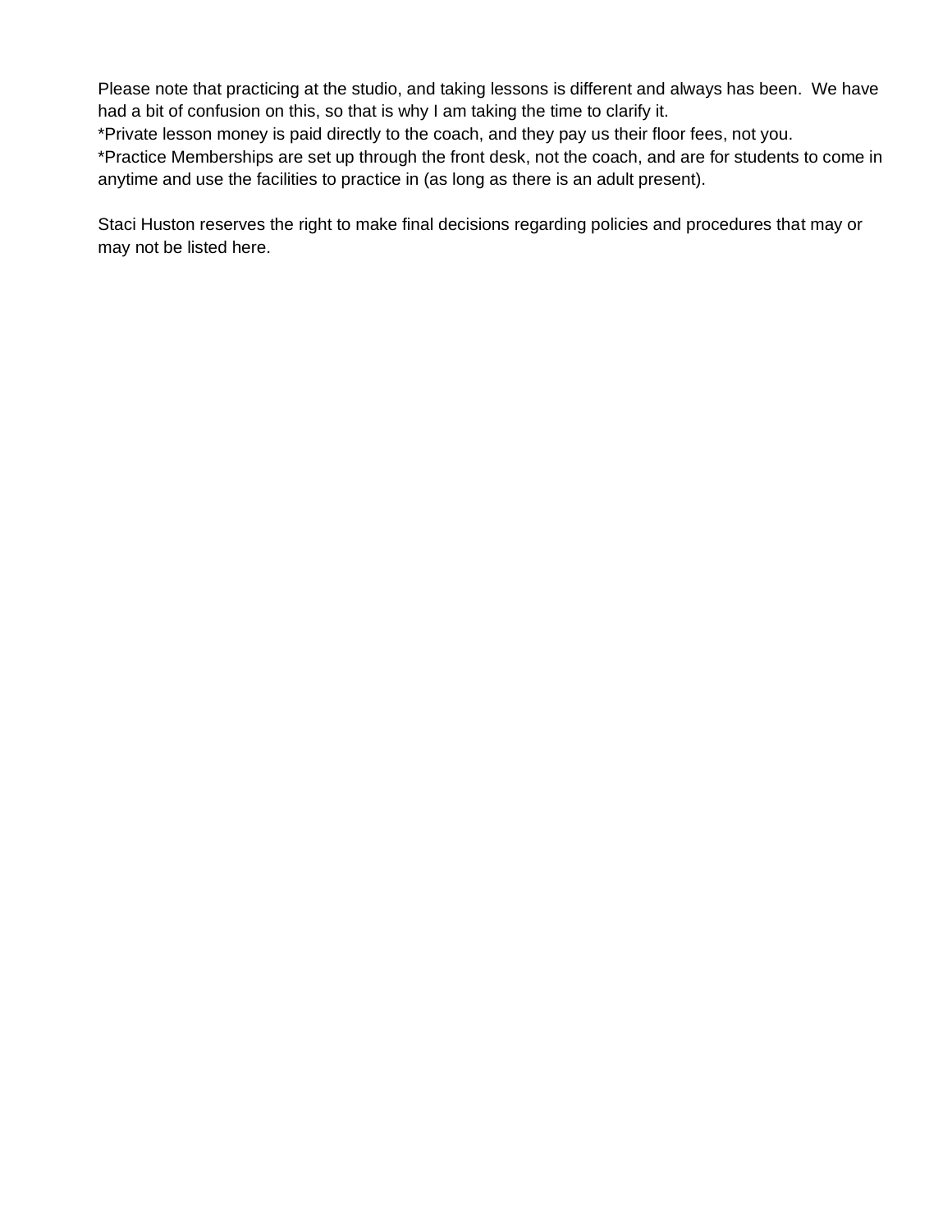Please note that practicing at the studio, and taking lessons is different and always has been.  We have had a bit of confusion on this, so that is why I am taking the time to clarify it.
*Private lesson money is paid directly to the coach, and they pay us their floor fees, not you.
*Practice Memberships are set up through the front desk, not the coach, and are for students to come in anytime and use the facilities to practice in (as long as there is an adult present).

Staci Huston reserves the right to make final decisions regarding policies and procedures that may or may not be listed here.